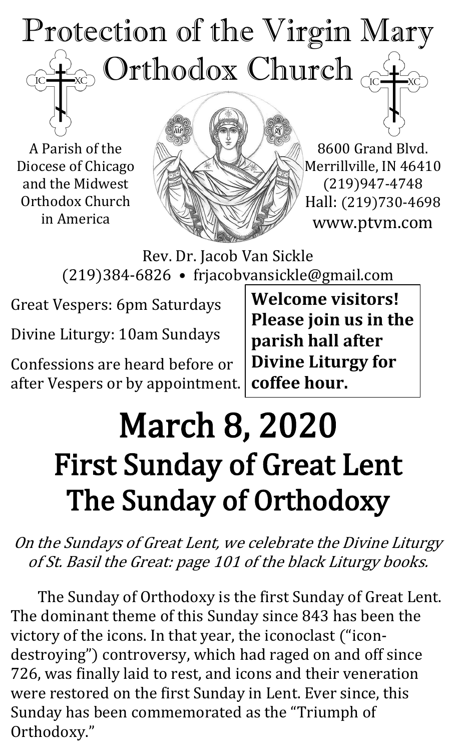# Protection of the Virgin Mary Orthodox Church

A Parish of the Diocese of Chicago and the Midwest Orthodox Church in America

8600 Grand Blvd.
Merrillville, IN 46410
(219)947-4748
Hall: (219)730-4698
www.ptvm.com

Rev. Dr. Jacob Van Sickle
(219)384-6826 • frjacobvansickle@gmail.com

Great Vespers: 6pm Saturdays

Divine Liturgy: 10am Sundays

Confessions are heard before or after Vespers or by appointment.

**Welcome visitors! Please join us in the parish hall after Divine Liturgy for coffee hour.**

# March 8, 2020
# First Sunday of Great Lent
# The Sunday of Orthodoxy

*On the Sundays of Great Lent, we celebrate the Divine Liturgy of St. Basil the Great: page 101 of the black Liturgy books.*

The Sunday of Orthodoxy is the first Sunday of Great Lent. The dominant theme of this Sunday since 843 has been the victory of the icons. In that year, the iconoclast ("icon-destroying") controversy, which had raged on and off since 726, was finally laid to rest, and icons and their veneration were restored on the first Sunday in Lent. Ever since, this Sunday has been commemorated as the "Triumph of Orthodoxy."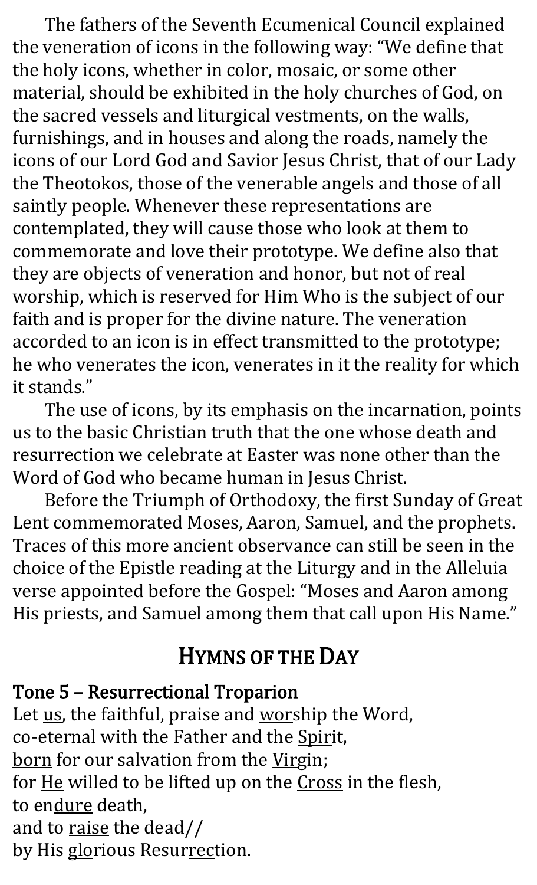The fathers of the Seventh Ecumenical Council explained the veneration of icons in the following way: "We define that the holy icons, whether in color, mosaic, or some other material, should be exhibited in the holy churches of God, on the sacred vessels and liturgical vestments, on the walls, furnishings, and in houses and along the roads, namely the icons of our Lord God and Savior Jesus Christ, that of our Lady the Theotokos, those of the venerable angels and those of all saintly people. Whenever these representations are contemplated, they will cause those who look at them to commemorate and love their prototype. We define also that they are objects of veneration and honor, but not of real worship, which is reserved for Him Who is the subject of our faith and is proper for the divine nature. The veneration accorded to an icon is in effect transmitted to the prototype; he who venerates the icon, venerates in it the reality for which it stands."

The use of icons, by its emphasis on the incarnation, points us to the basic Christian truth that the one whose death and resurrection we celebrate at Easter was none other than the Word of God who became human in Jesus Christ.

Before the Triumph of Orthodoxy, the first Sunday of Great Lent commemorated Moses, Aaron, Samuel, and the prophets. Traces of this more ancient observance can still be seen in the choice of the Epistle reading at the Liturgy and in the Alleluia verse appointed before the Gospel: "Moses and Aaron among His priests, and Samuel among them that call upon His Name."

## Hymns of the Day

**Tone 5 – Resurrectional Troparion**

Let us, the faithful, praise and worship the Word,
co-eternal with the Father and the Spirit,
born for our salvation from the Virgin;
for He willed to be lifted up on the Cross in the flesh,
to endure death,
and to raise the dead//
by His glorious Resurrection.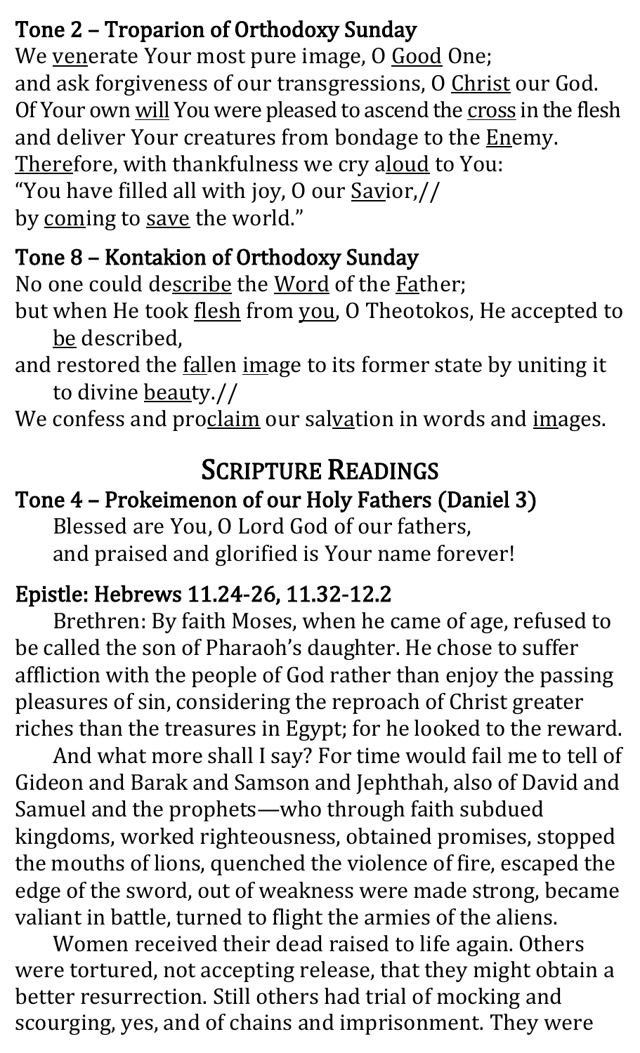**Tone 2 – Troparion of Orthodoxy Sunday**

We venerate Your most pure image, O Good One;
and ask forgiveness of our transgressions, O Christ our God.
Of Your own will You were pleased to ascend the cross in the flesh
and deliver Your creatures from bondage to the Enemy.
Therefore, with thankfulness we cry aloud to You:
"You have filled all with joy, O our Savior,//
by coming to save the world."

**Tone 8 – Kontakion of Orthodoxy Sunday**

No one could describe the Word of the Father;
but when He took flesh from you, O Theotokos, He accepted to be described,
and restored the fallen image to its former state by uniting it to divine beauty.//
We confess and proclaim our salvation in words and images.

## Scripture Readings

**Tone 4 – Prokeimenon of our Holy Fathers (Daniel 3)**

Blessed are You, O Lord God of our fathers,
and praised and glorified is Your name forever!

**Epistle: Hebrews 11.24-26, 11.32-12.2**

Brethren: By faith Moses, when he came of age, refused to be called the son of Pharaoh's daughter. He chose to suffer affliction with the people of God rather than enjoy the passing pleasures of sin, considering the reproach of Christ greater riches than the treasures in Egypt; for he looked to the reward.

And what more shall I say? For time would fail me to tell of Gideon and Barak and Samson and Jephthah, also of David and Samuel and the prophets—who through faith subdued kingdoms, worked righteousness, obtained promises, stopped the mouths of lions, quenched the violence of fire, escaped the edge of the sword, out of weakness were made strong, became valiant in battle, turned to flight the armies of the aliens.

Women received their dead raised to life again. Others were tortured, not accepting release, that they might obtain a better resurrection. Still others had trial of mocking and scourging, yes, and of chains and imprisonment. They were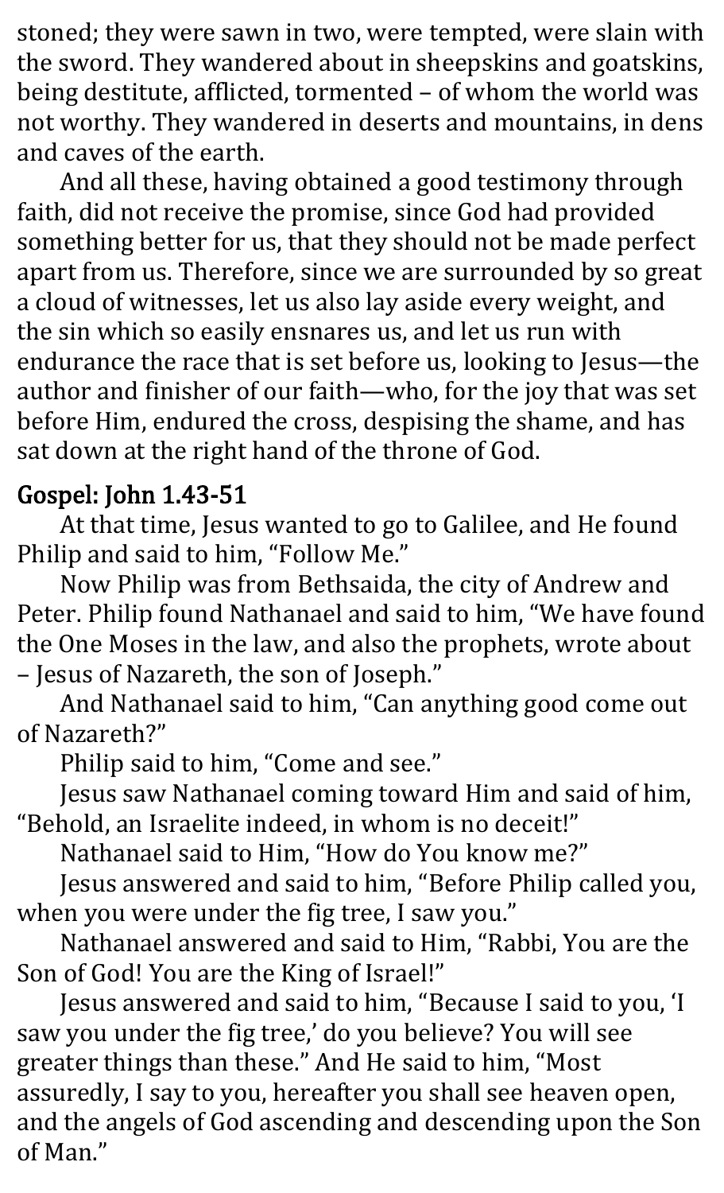stoned; they were sawn in two, were tempted, were slain with the sword. They wandered about in sheepskins and goatskins, being destitute, afflicted, tormented – of whom the world was not worthy. They wandered in deserts and mountains, in dens and caves of the earth.

And all these, having obtained a good testimony through faith, did not receive the promise, since God had provided something better for us, that they should not be made perfect apart from us. Therefore, since we are surrounded by so great a cloud of witnesses, let us also lay aside every weight, and the sin which so easily ensnares us, and let us run with endurance the race that is set before us, looking to Jesus—the author and finisher of our faith—who, for the joy that was set before Him, endured the cross, despising the shame, and has sat down at the right hand of the throne of God.

## Gospel: John 1.43-51

At that time, Jesus wanted to go to Galilee, and He found Philip and said to him, "Follow Me."

Now Philip was from Bethsaida, the city of Andrew and Peter. Philip found Nathanael and said to him, "We have found the One Moses in the law, and also the prophets, wrote about – Jesus of Nazareth, the son of Joseph."

And Nathanael said to him, "Can anything good come out of Nazareth?"

Philip said to him, "Come and see."

Jesus saw Nathanael coming toward Him and said of him, "Behold, an Israelite indeed, in whom is no deceit!"

Nathanael said to Him, "How do You know me?"

Jesus answered and said to him, "Before Philip called you, when you were under the fig tree, I saw you."

Nathanael answered and said to Him, "Rabbi, You are the Son of God! You are the King of Israel!"

Jesus answered and said to him, "Because I said to you, 'I saw you under the fig tree,' do you believe? You will see greater things than these." And He said to him, "Most assuredly, I say to you, hereafter you shall see heaven open, and the angels of God ascending and descending upon the Son of Man."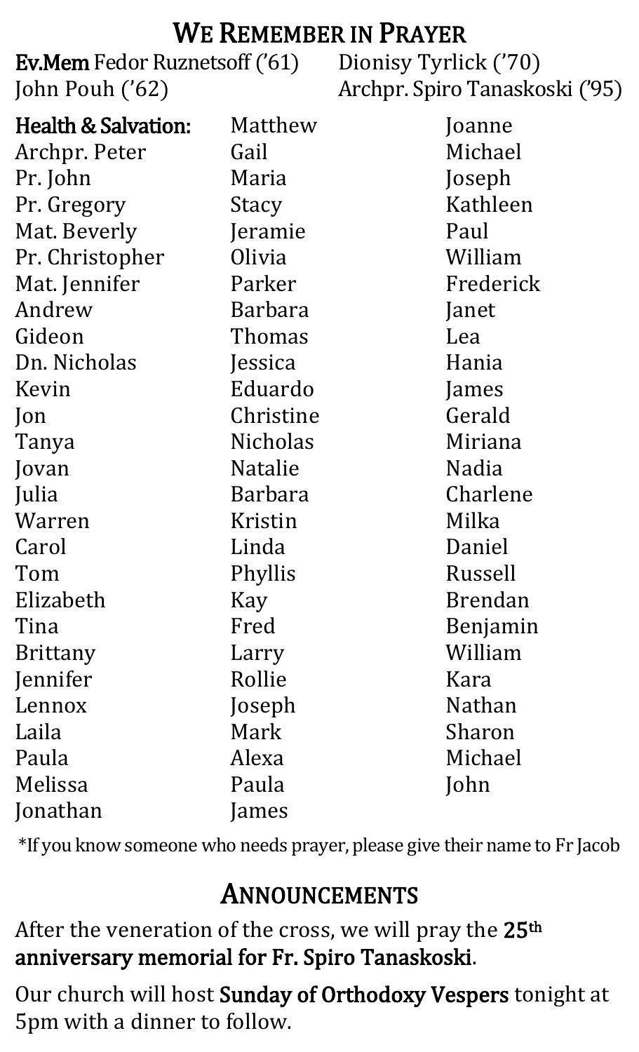# We Remember in Prayer

**Ev.Mem** Fedor Ruznetsoff ('61)
John Pouh ('62)
Dionisy Tyrlick ('70)
Archpr. Spiro Tanaskoski ('95)

**Health & Salvation:**
Archpr. Peter
Pr. John
Pr. Gregory
Mat. Beverly
Pr. Christopher
Mat. Jennifer
Andrew
Gideon
Dn. Nicholas
Kevin
Jon
Tanya
Jovan
Julia
Warren
Carol
Tom
Elizabeth
Tina
Brittany
Jennifer
Lennox
Laila
Paula
Melissa
Jonathan
Matthew
Gail
Maria
Stacy
Jeramie
Olivia
Parker
Barbara
Thomas
Jessica
Eduardo
Christine
Nicholas
Natalie
Barbara
Kristin
Linda
Phyllis
Kay
Fred
Larry
Rollie
Joseph
Mark
Alexa
Paula
James
Joanne
Michael
Joseph
Kathleen
Paul
William
Frederick
Janet
Lea
Hania
James
Gerald
Miriana
Nadia
Charlene
Milka
Daniel
Russell
Brendan
Benjamin
William
Kara
Nathan
Sharon
Michael
John

*If you know someone who needs prayer, please give their name to Fr Jacob

# Announcements

After the veneration of the cross, we will pray the **25th anniversary memorial for Fr. Spiro Tanaskoski**.

Our church will host **Sunday of Orthodoxy Vespers** tonight at 5pm with a dinner to follow.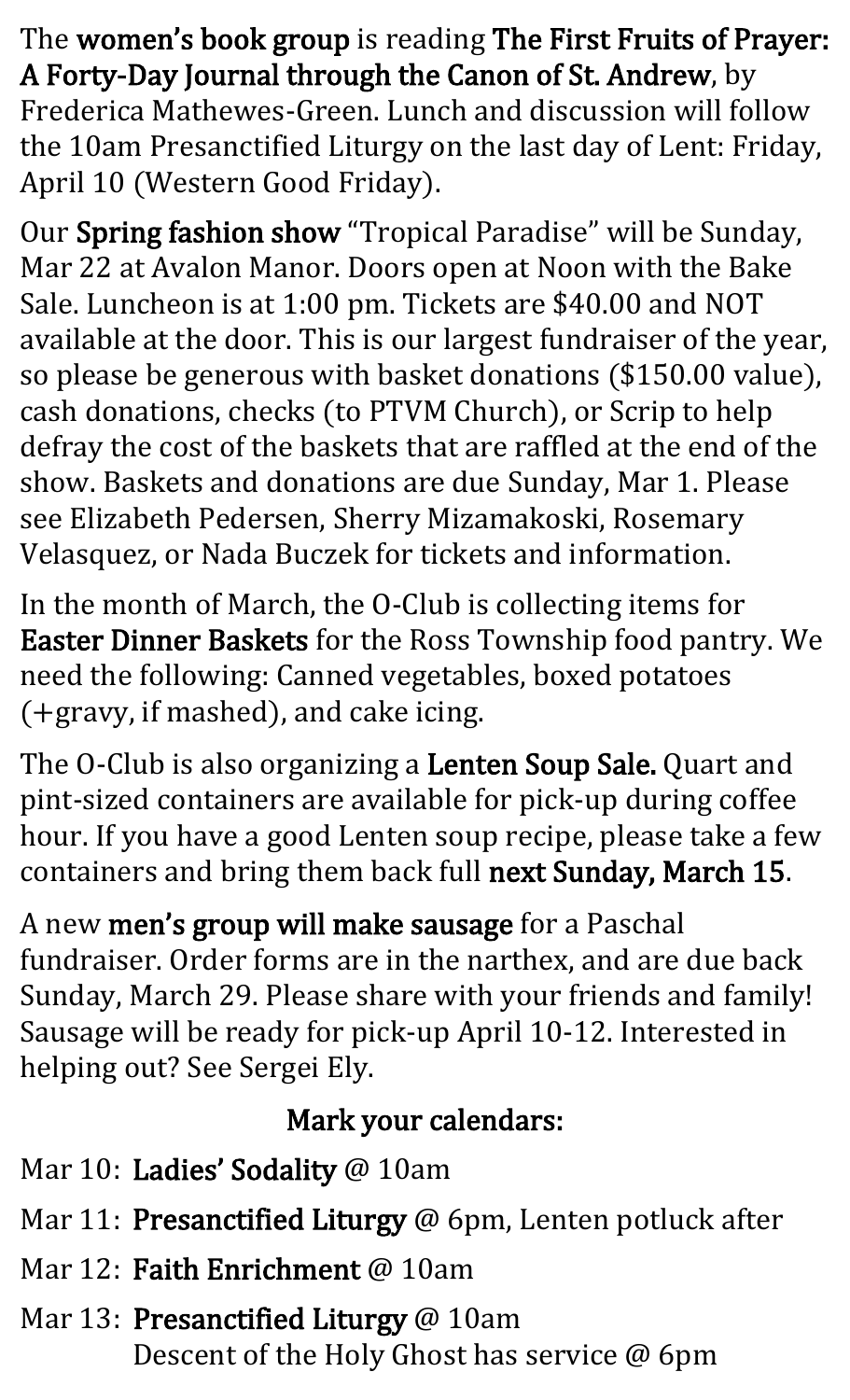The **women's book group** is reading **The First Fruits of Prayer: A Forty-Day Journal through the Canon of St. Andrew**, by Frederica Mathewes-Green. Lunch and discussion will follow the 10am Presanctified Liturgy on the last day of Lent: Friday, April 10 (Western Good Friday).

Our **Spring fashion show** "Tropical Paradise" will be Sunday, Mar 22 at Avalon Manor. Doors open at Noon with the Bake Sale. Luncheon is at 1:00 pm. Tickets are $40.00 and NOT available at the door. This is our largest fundraiser of the year, so please be generous with basket donations ($150.00 value), cash donations, checks (to PTVM Church), or Scrip to help defray the cost of the baskets that are raffled at the end of the show. Baskets and donations are due Sunday, Mar 1. Please see Elizabeth Pedersen, Sherry Mizamakoski, Rosemary Velasquez, or Nada Buczek for tickets and information.

In the month of March, the O-Club is collecting items for **Easter Dinner Baskets** for the Ross Township food pantry. We need the following: Canned vegetables, boxed potatoes (+gravy, if mashed), and cake icing.

The O-Club is also organizing a **Lenten Soup Sale.** Quart and pint-sized containers are available for pick-up during coffee hour. If you have a good Lenten soup recipe, please take a few containers and bring them back full **next Sunday, March 15**.

A new **men's group will make sausage** for a Paschal fundraiser. Order forms are in the narthex, and are due back Sunday, March 29. Please share with your friends and family! Sausage will be ready for pick-up April 10-12. Interested in helping out? See Sergei Ely.

**Mark your calendars:**

Mar 10: **Ladies' Sodality** @ 10am

Mar 11: **Presanctified Liturgy** @ 6pm, Lenten potluck after

Mar 12: **Faith Enrichment** @ 10am

Mar 13: **Presanctified Liturgy** @ 10am
Descent of the Holy Ghost has service @ 6pm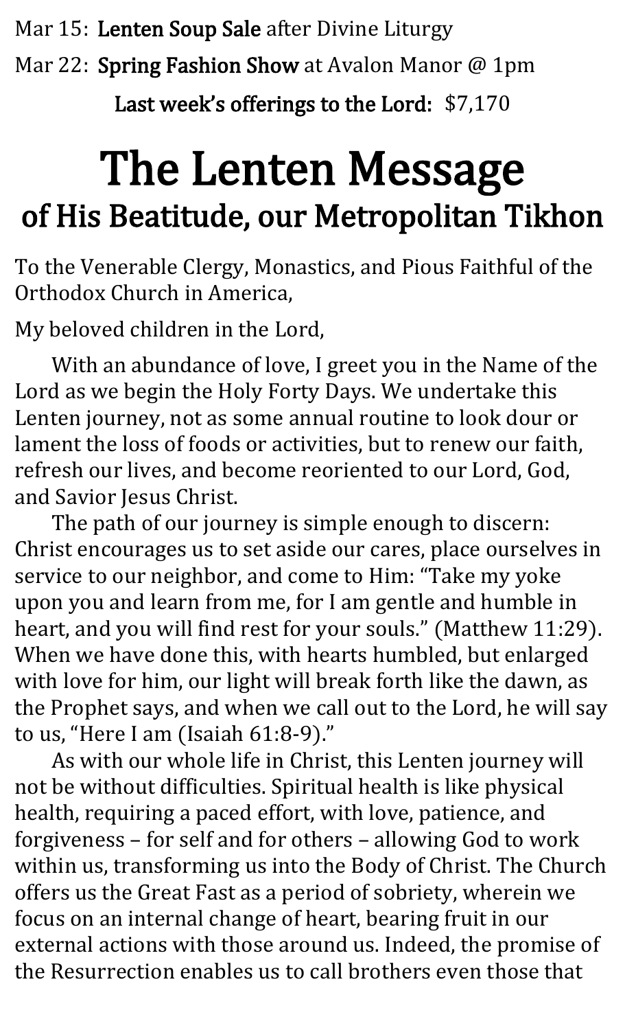Mar 15: **Lenten Soup Sale** after Divine Liturgy

Mar 22: **Spring Fashion Show** at Avalon Manor @ 1pm

**Last week's offerings to the Lord:** $7,170

# The Lenten Message
## of His Beatitude, our Metropolitan Tikhon

To the Venerable Clergy, Monastics, and Pious Faithful of the Orthodox Church in America,

My beloved children in the Lord,

With an abundance of love, I greet you in the Name of the Lord as we begin the Holy Forty Days. We undertake this Lenten journey, not as some annual routine to look dour or lament the loss of foods or activities, but to renew our faith, refresh our lives, and become reoriented to our Lord, God, and Savior Jesus Christ.

The path of our journey is simple enough to discern: Christ encourages us to set aside our cares, place ourselves in service to our neighbor, and come to Him: "Take my yoke upon you and learn from me, for I am gentle and humble in heart, and you will find rest for your souls." (Matthew 11:29). When we have done this, with hearts humbled, but enlarged with love for him, our light will break forth like the dawn, as the Prophet says, and when we call out to the Lord, he will say to us, "Here I am (Isaiah 61:8-9)."

As with our whole life in Christ, this Lenten journey will not be without difficulties. Spiritual health is like physical health, requiring a paced effort, with love, patience, and forgiveness – for self and for others – allowing God to work within us, transforming us into the Body of Christ. The Church offers us the Great Fast as a period of sobriety, wherein we focus on an internal change of heart, bearing fruit in our external actions with those around us. Indeed, the promise of the Resurrection enables us to call brothers even those that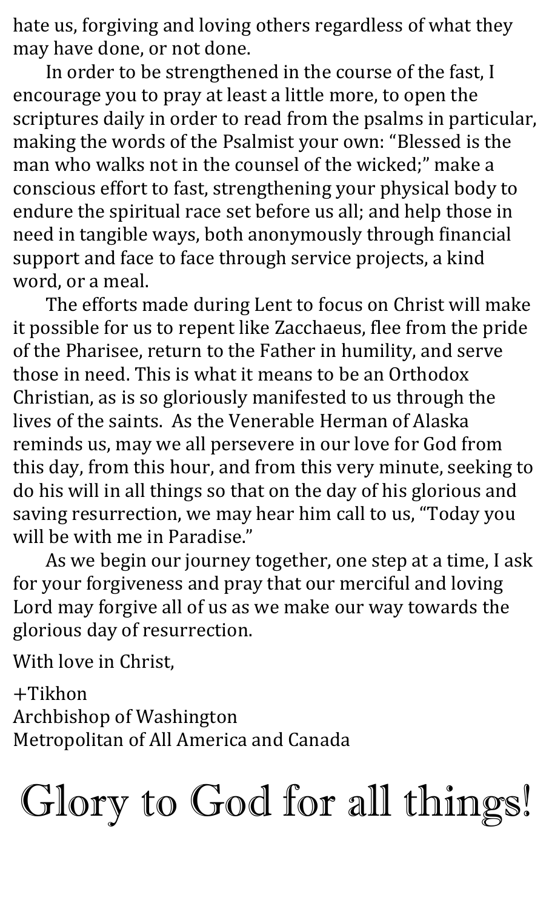hate us, forgiving and loving others regardless of what they may have done, or not done.

In order to be strengthened in the course of the fast, I encourage you to pray at least a little more, to open the scriptures daily in order to read from the psalms in particular, making the words of the Psalmist your own: "Blessed is the man who walks not in the counsel of the wicked;" make a conscious effort to fast, strengthening your physical body to endure the spiritual race set before us all; and help those in need in tangible ways, both anonymously through financial support and face to face through service projects, a kind word, or a meal.

The efforts made during Lent to focus on Christ will make it possible for us to repent like Zacchaeus, flee from the pride of the Pharisee, return to the Father in humility, and serve those in need. This is what it means to be an Orthodox Christian, as is so gloriously manifested to us through the lives of the saints. As the Venerable Herman of Alaska reminds us, may we all persevere in our love for God from this day, from this hour, and from this very minute, seeking to do his will in all things so that on the day of his glorious and saving resurrection, we may hear him call to us, "Today you will be with me in Paradise."

As we begin our journey together, one step at a time, I ask for your forgiveness and pray that our merciful and loving Lord may forgive all of us as we make our way towards the glorious day of resurrection.

With love in Christ,

+Tikhon
Archbishop of Washington
Metropolitan of All America and Canada

# Glory to God for all things!